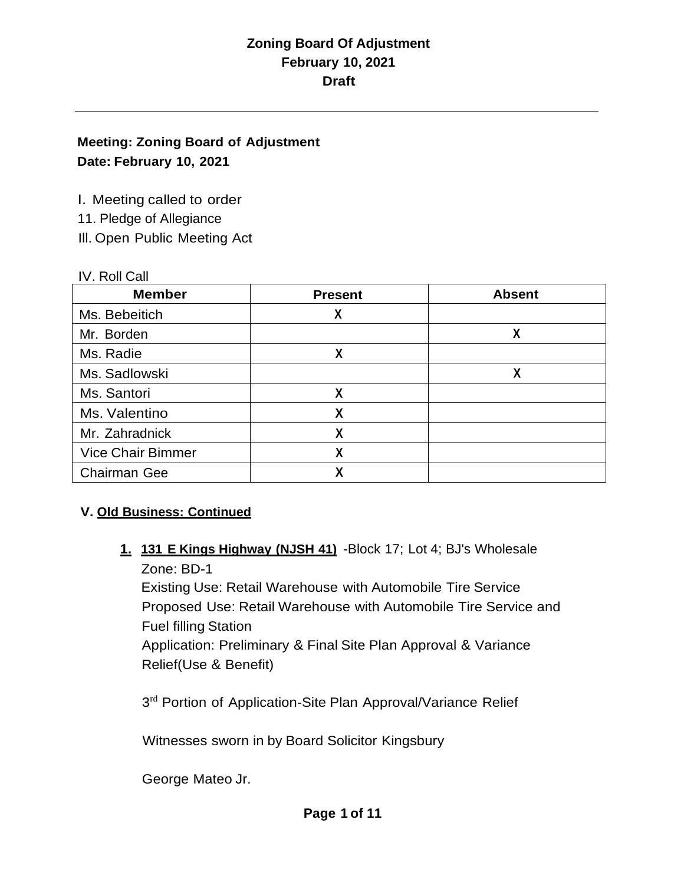# Zoning Board Of Adjustment
# February 10, 2021
# Draft

---

**Meeting: Zoning Board of Adjustment**
**Date: February 10, 2021**

I. Meeting called to order
11. Pledge of Allegiance
Ill. Open Public Meeting Act

IV. Roll Call

| Member | Present | Absent |
|---|---|---|
| Ms. Bebeitich | X | |
| Mr. Borden | | X |
| Ms. Radie | X | |
| Ms. Sadlowski | | X |
| Ms. Santori | X | |
| Ms. Valentino | X | |
| Mr. Zahradnick | X | |
| Vice Chair Bimmer | X | |
| Chairman Gee | X | |

**V. Old Business: Continued**

1. **131 E Kings Highway (NJSH 41)** -Block 17; Lot 4; BJ's Wholesale
   Zone: BD-1
   Existing Use: Retail Warehouse with Automobile Tire Service
   Proposed Use: Retail Warehouse with Automobile Tire Service and Fuel filling Station
   Application: Preliminary & Final Site Plan Approval & Variance Relief(Use & Benefit)

   3rd Portion of Application-Site Plan Approval/Variance Relief

   Witnesses sworn in by Board Solicitor Kingsbury

   George Mateo Jr.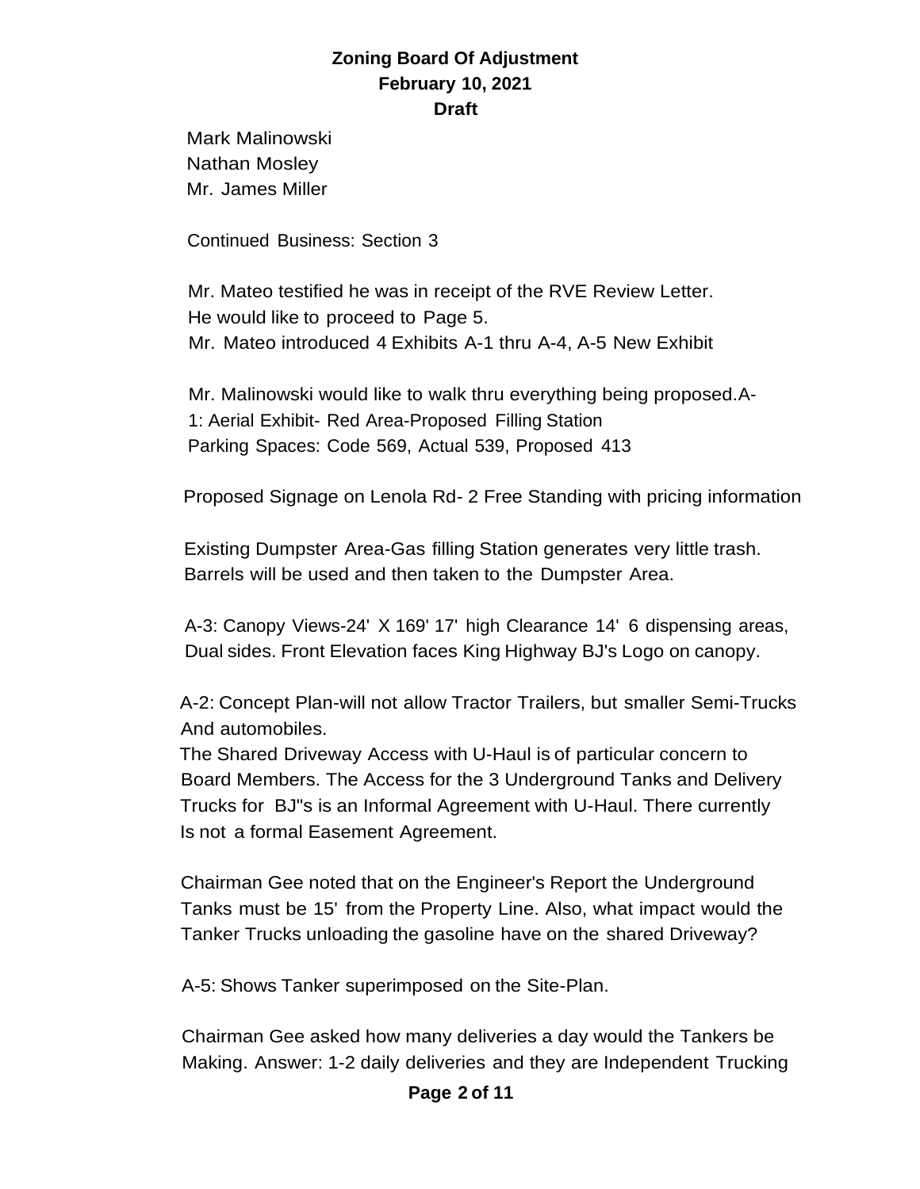Mark Malinowski
Nathan Mosley
Mr. James Miller

Continued Business: Section 3

Mr. Mateo testified he was in receipt of the RVE Review Letter.
He would like to proceed to Page 5.
Mr. Mateo introduced 4 Exhibits A-1 thru A-4, A-5 New Exhibit

Mr. Malinowski would like to walk thru everything being proposed.A-1: Aerial Exhibit- Red Area-Proposed Filling Station
Parking Spaces: Code 569, Actual 539, Proposed 413

Proposed Signage on Lenola Rd- 2 Free Standing with pricing information

Existing Dumpster Area-Gas filling Station generates very little trash.
Barrels will be used and then taken to the Dumpster Area.

A-3: Canopy Views-24' X 169' 17' high Clearance 14' 6 dispensing areas, Dual sides. Front Elevation faces King Highway BJ's Logo on canopy.

A-2: Concept Plan-will not allow Tractor Trailers, but smaller Semi-Trucks And automobiles.
The Shared Driveway Access with U-Haul is of particular concern to Board Members. The Access for the 3 Underground Tanks and Delivery Trucks for BJ"s is an Informal Agreement with U-Haul. There currently Is not a formal Easement Agreement.

Chairman Gee noted that on the Engineer's Report the Underground Tanks must be 15' from the Property Line. Also, what impact would the Tanker Trucks unloading the gasoline have on the shared Driveway?

A-5: Shows Tanker superimposed on the Site-Plan.

Chairman Gee asked how many deliveries a day would the Tankers be Making. Answer: 1-2 daily deliveries and they are Independent Trucking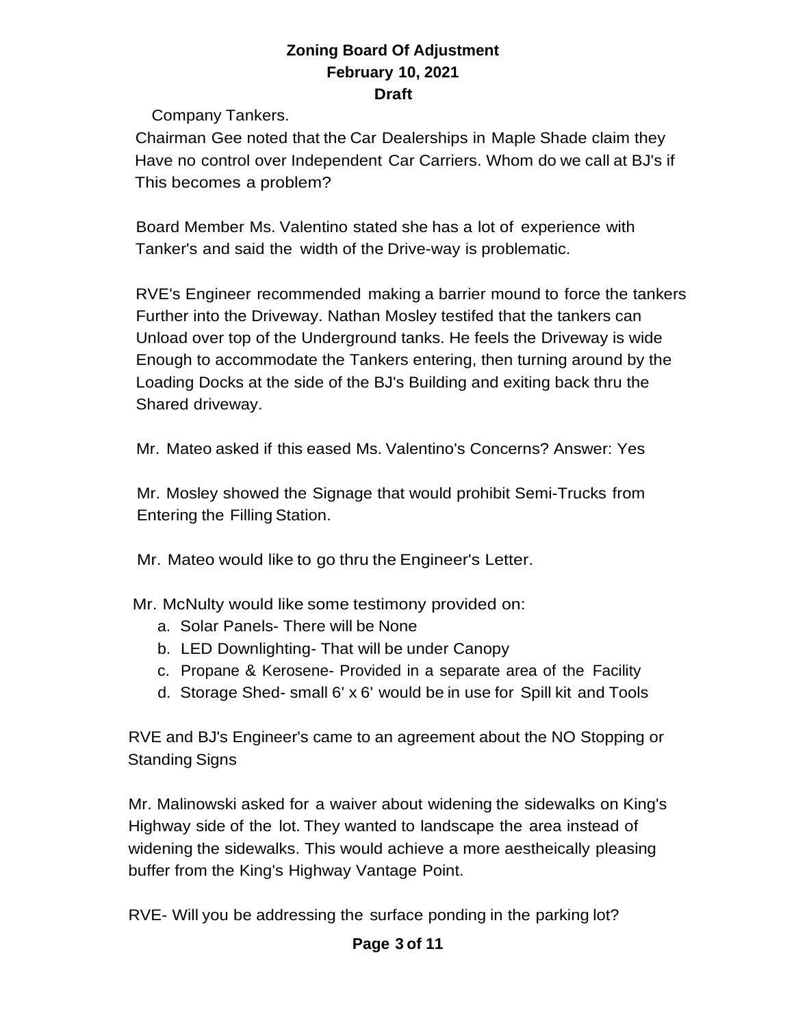Company Tankers.

Chairman Gee noted that the Car Dealerships in Maple Shade claim they Have no control over Independent Car Carriers. Whom do we call at BJ's if This becomes a problem?

Board Member Ms. Valentino stated she has a lot of experience with Tanker's and said the width of the Drive-way is problematic.

RVE's Engineer recommended making a barrier mound to force the tankers Further into the Driveway. Nathan Mosley testifed that the tankers can Unload over top of the Underground tanks. He feels the Driveway is wide Enough to accommodate the Tankers entering, then turning around by the Loading Docks at the side of the BJ's Building and exiting back thru the Shared driveway.

Mr. Mateo asked if this eased Ms. Valentino's Concerns? Answer: Yes

Mr. Mosley showed the Signage that would prohibit Semi-Trucks from Entering the Filling Station.

Mr. Mateo would like to go thru the Engineer's Letter.

Mr. McNulty would like some testimony provided on:

a. Solar Panels- There will be None
b. LED Downlighting- That will be under Canopy
c. Propane & Kerosene- Provided in a separate area of the Facility
d. Storage Shed- small 6' x 6' would be in use for Spill kit and Tools

RVE and BJ's Engineer's came to an agreement about the NO Stopping or Standing Signs

Mr. Malinowski asked for a waiver about widening the sidewalks on King's Highway side of the lot. They wanted to landscape the area instead of widening the sidewalks. This would achieve a more aestheically pleasing buffer from the King's Highway Vantage Point.

RVE- Will you be addressing the surface ponding in the parking lot?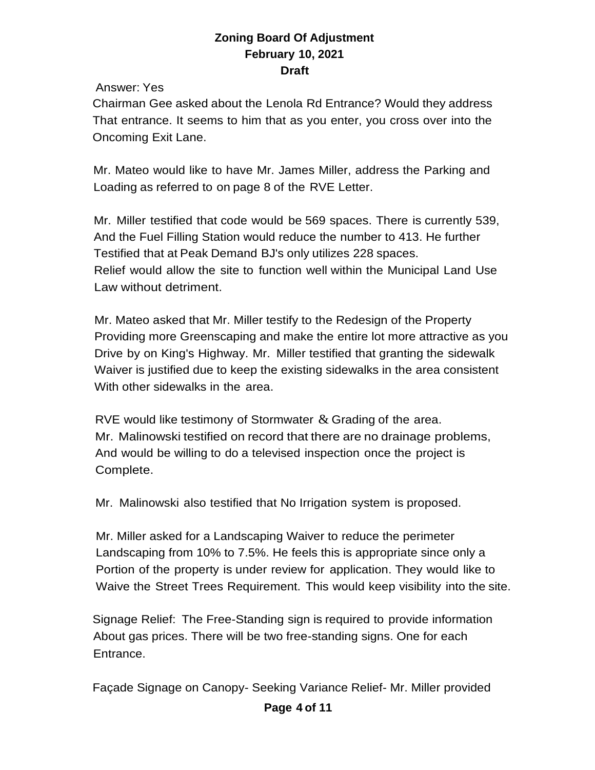Answer: Yes

Chairman Gee asked about the Lenola Rd Entrance? Would they address That entrance. It seems to him that as you enter, you cross over into the Oncoming Exit Lane.

Mr. Mateo would like to have Mr. James Miller, address the Parking and Loading as referred to on page 8 of the RVE Letter.

Mr. Miller testified that code would be 569 spaces. There is currently 539, And the Fuel Filling Station would reduce the number to 413. He further Testified that at Peak Demand BJ's only utilizes 228 spaces. Relief would allow the site to function well within the Municipal Land Use Law without detriment.

Mr. Mateo asked that Mr. Miller testify to the Redesign of the Property Providing more Greenscaping and make the entire lot more attractive as you Drive by on King's Highway. Mr. Miller testified that granting the sidewalk Waiver is justified due to keep the existing sidewalks in the area consistent With other sidewalks in the area.

RVE would like testimony of Stormwater & Grading of the area. Mr. Malinowski testified on record that there are no drainage problems, And would be willing to do a televised inspection once the project is Complete.

Mr. Malinowski also testified that No Irrigation system is proposed.

Mr. Miller asked for a Landscaping Waiver to reduce the perimeter Landscaping from 10% to 7.5%. He feels this is appropriate since only a Portion of the property is under review for application. They would like to Waive the Street Trees Requirement. This would keep visibility into the site.

Signage Relief: The Free-Standing sign is required to provide information About gas prices. There will be two free-standing signs. One for each Entrance.

Façade Signage on Canopy- Seeking Variance Relief- Mr. Miller provided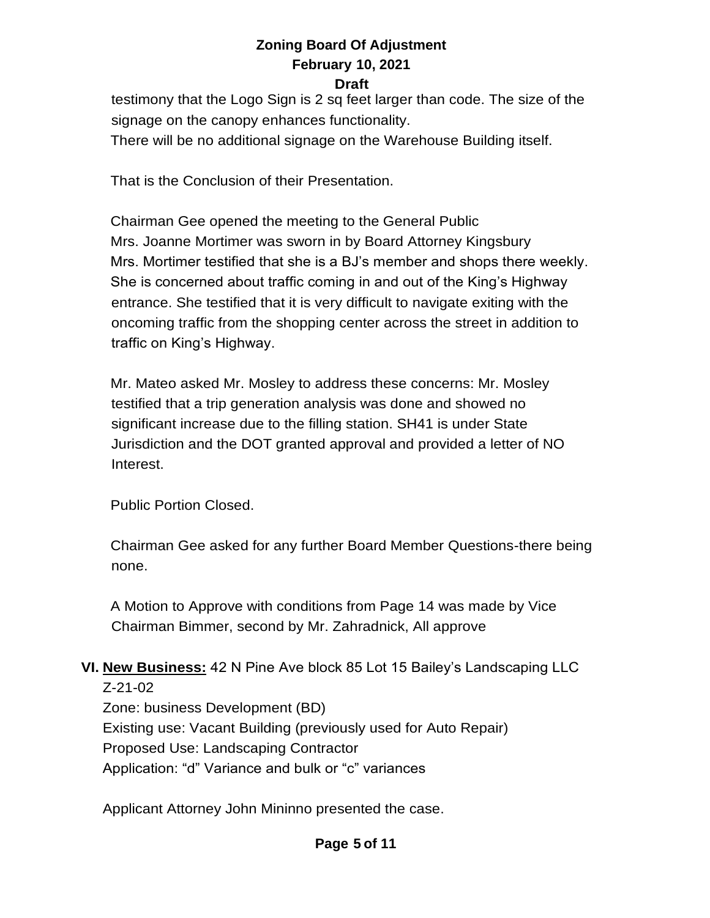testimony that the Logo Sign is 2 sq feet larger than code. The size of the signage on the canopy enhances functionality.
There will be no additional signage on the Warehouse Building itself.

That is the Conclusion of their Presentation.

Chairman Gee opened the meeting to the General Public
Mrs. Joanne Mortimer was sworn in by Board Attorney Kingsbury
Mrs. Mortimer testified that she is a BJ's member and shops there weekly. She is concerned about traffic coming in and out of the King's Highway entrance. She testified that it is very difficult to navigate exiting with the oncoming traffic from the shopping center across the street in addition to traffic on King's Highway.

Mr. Mateo asked Mr. Mosley to address these concerns: Mr. Mosley testified that a trip generation analysis was done and showed no significant increase due to the filling station. SH41 is under State Jurisdiction and the DOT granted approval and provided a letter of NO Interest.

Public Portion Closed.

Chairman Gee asked for any further Board Member Questions-there being none.

A Motion to Approve with conditions from Page 14 was made by Vice Chairman Bimmer, second by Mr. Zahradnick, All approve

**VI. New Business:** 42 N Pine Ave block 85 Lot 15 Bailey's Landscaping LLC
Z-21-02
Zone: business Development (BD)
Existing use: Vacant Building (previously used for Auto Repair)
Proposed Use: Landscaping Contractor
Application: "d" Variance and bulk or "c" variances

Applicant Attorney John Mininno presented the case.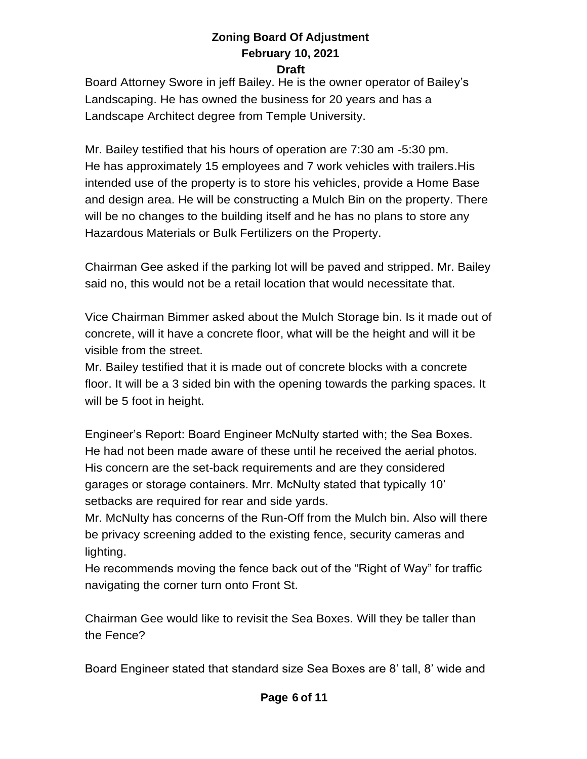Board Attorney Swore in jeff Bailey. He is the owner operator of Bailey's Landscaping. He has owned the business for 20 years and has a Landscape Architect degree from Temple University.

Mr. Bailey testified that his hours of operation are 7:30 am -5:30 pm. He has approximately 15 employees and 7 work vehicles with trailers.His intended use of the property is to store his vehicles, provide a Home Base and design area. He will be constructing a Mulch Bin on the property. There will be no changes to the building itself and he has no plans to store any Hazardous Materials or Bulk Fertilizers on the Property.

Chairman Gee asked if the parking lot will be paved and stripped. Mr. Bailey said no, this would not be a retail location that would necessitate that.

Vice Chairman Bimmer asked about the Mulch Storage bin. Is it made out of concrete, will it have a concrete floor, what will be the height and will it be visible from the street.

Mr. Bailey testified that it is made out of concrete blocks with a concrete floor. It will be a 3 sided bin with the opening towards the parking spaces. It will be 5 foot in height.

Engineer's Report: Board Engineer McNulty started with; the Sea Boxes. He had not been made aware of these until he received the aerial photos. His concern are the set-back requirements and are they considered garages or storage containers. Mrr. McNulty stated that typically 10' setbacks are required for rear and side yards.

Mr. McNulty has concerns of the Run-Off from the Mulch bin. Also will there be privacy screening added to the existing fence, security cameras and lighting.

He recommends moving the fence back out of the "Right of Way" for traffic navigating the corner turn onto Front St.

Chairman Gee would like to revisit the Sea Boxes. Will they be taller than the Fence?

Board Engineer stated that standard size Sea Boxes are 8' tall, 8' wide and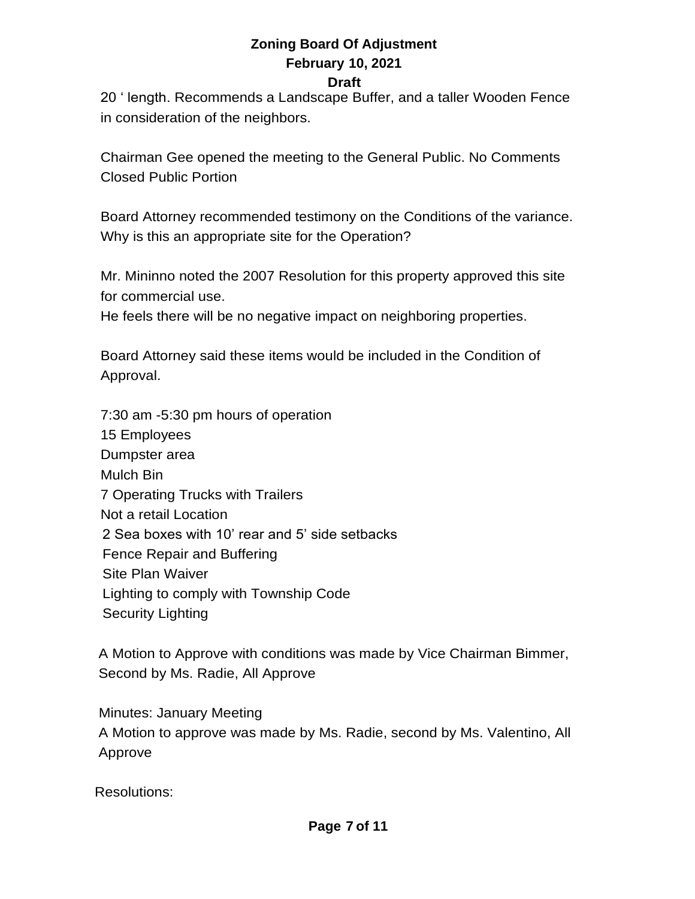20 ‘ length. Recommends a Landscape Buffer, and a taller Wooden Fence in consideration of the neighbors.

Chairman Gee opened the meeting to the General Public. No Comments Closed Public Portion

Board Attorney recommended testimony on the Conditions of the variance. Why is this an appropriate site for the Operation?

Mr. Mininno noted the 2007 Resolution for this property approved this site for commercial use.
He feels there will be no negative impact on neighboring properties.

Board Attorney said these items would be included in the Condition of Approval.

7:30 am -5:30 pm hours of operation
15 Employees
Dumpster area
Mulch Bin
7 Operating Trucks with Trailers
Not a retail Location
2 Sea boxes with 10’ rear and 5’ side setbacks
Fence Repair and Buffering
Site Plan Waiver
Lighting to comply with Township Code
Security Lighting

A Motion to Approve with conditions was made by Vice Chairman Bimmer, Second by Ms. Radie, All Approve

Minutes: January Meeting
A Motion to approve was made by Ms. Radie, second by Ms. Valentino, All Approve

Resolutions: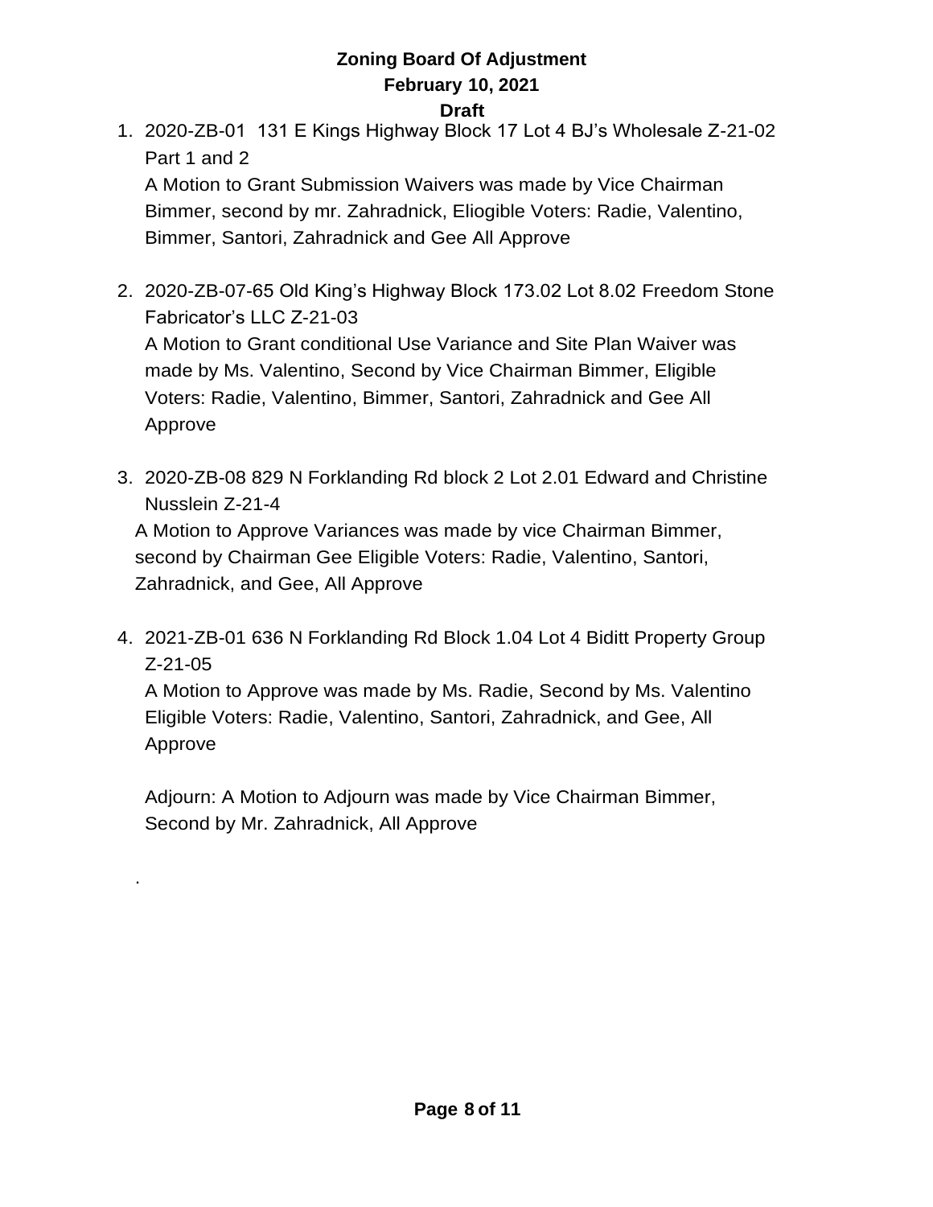**Zoning Board Of Adjustment**
**February 10, 2021**
**Draft**

1. 2020-ZB-01 131 E Kings Highway Block 17 Lot 4 BJ's Wholesale Z-21-02 Part 1 and 2
   A Motion to Grant Submission Waivers was made by Vice Chairman Bimmer, second by mr. Zahradnick, Eliogible Voters: Radie, Valentino, Bimmer, Santori, Zahradnick and Gee All Approve

2. 2020-ZB-07-65 Old King's Highway Block 173.02 Lot 8.02 Freedom Stone Fabricator's LLC Z-21-03
   A Motion to Grant conditional Use Variance and Site Plan Waiver was made by Ms. Valentino, Second by Vice Chairman Bimmer, Eligible Voters: Radie, Valentino, Bimmer, Santori, Zahradnick and Gee All Approve

3. 2020-ZB-08 829 N Forklanding Rd block 2 Lot 2.01 Edward and Christine Nusslein Z-21-4
   A Motion to Approve Variances was made by vice Chairman Bimmer, second by Chairman Gee Eligible Voters: Radie, Valentino, Santori, Zahradnick, and Gee, All Approve

4. 2021-ZB-01 636 N Forklanding Rd Block 1.04 Lot 4 Biditt Property Group Z-21-05
   A Motion to Approve was made by Ms. Radie, Second by Ms. Valentino Eligible Voters: Radie, Valentino, Santori, Zahradnick, and Gee, All Approve

   Adjourn: A Motion to Adjourn was made by Vice Chairman Bimmer, Second by Mr. Zahradnick, All Approve

.